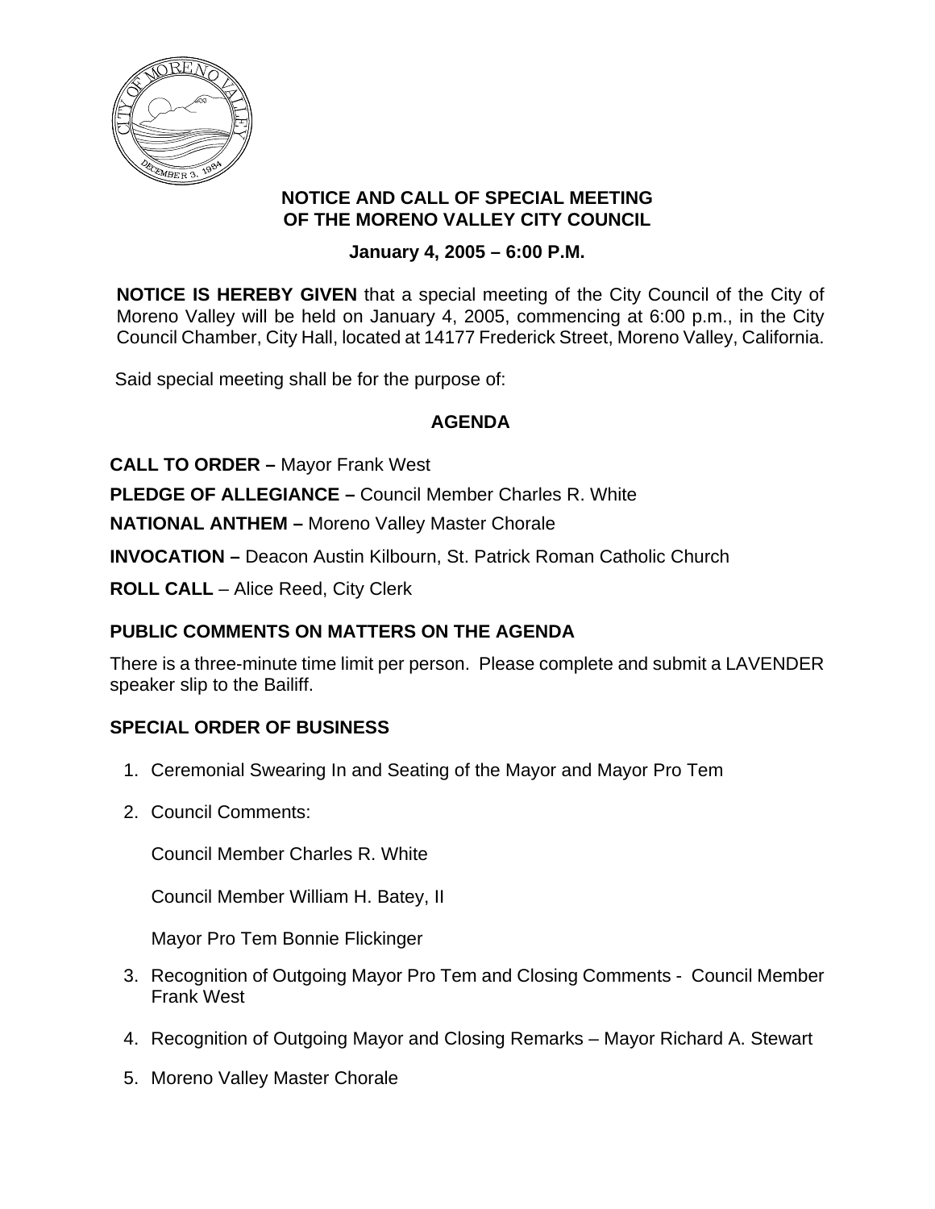# NOTICE AND CALL OF SPECIAL MEETING OF THE MORENO VALLEY CITY COUNCIL

**January 4, 2005 – 6:00 P.M.**

**NOTICE IS HEREBY GIVEN** that a special meeting of the City Council of the City of Moreno Valley will be held on January 4, 2005, commencing at 6:00 p.m., in the City Council Chamber, City Hall, located at 14177 Frederick Street, Moreno Valley, California.

Said special meeting shall be for the purpose of:

## AGENDA

**CALL TO ORDER –** Mayor Frank West

**PLEDGE OF ALLEGIANCE –** Council Member Charles R. White

**NATIONAL ANTHEM –** Moreno Valley Master Chorale

**INVOCATION –** Deacon Austin Kilbourn, St. Patrick Roman Catholic Church

**ROLL CALL** – Alice Reed, City Clerk

### PUBLIC COMMENTS ON MATTERS ON THE AGENDA

There is a three-minute time limit per person. Please complete and submit a LAVENDER speaker slip to the Bailiff.

### SPECIAL ORDER OF BUSINESS

1. Ceremonial Swearing In and Seating of the Mayor and Mayor Pro Tem
2. Council Comments:

   Council Member Charles R. White

   Council Member William H. Batey, II

   Mayor Pro Tem Bonnie Flickinger
3. Recognition of Outgoing Mayor Pro Tem and Closing Comments - Council Member Frank West
4. Recognition of Outgoing Mayor and Closing Remarks – Mayor Richard A. Stewart
5. Moreno Valley Master Chorale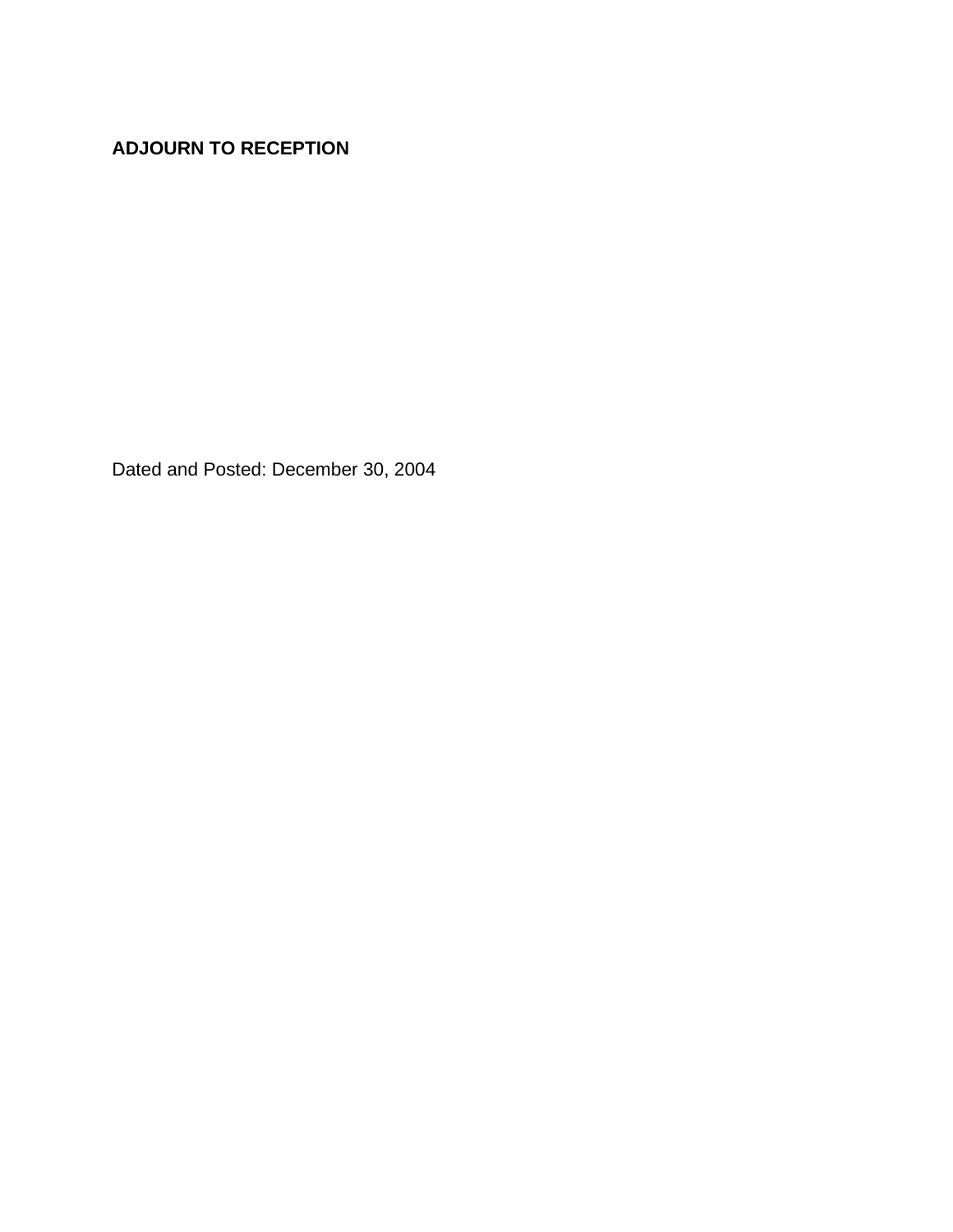**ADJOURN TO RECEPTION**

Dated and Posted: December 30, 2004